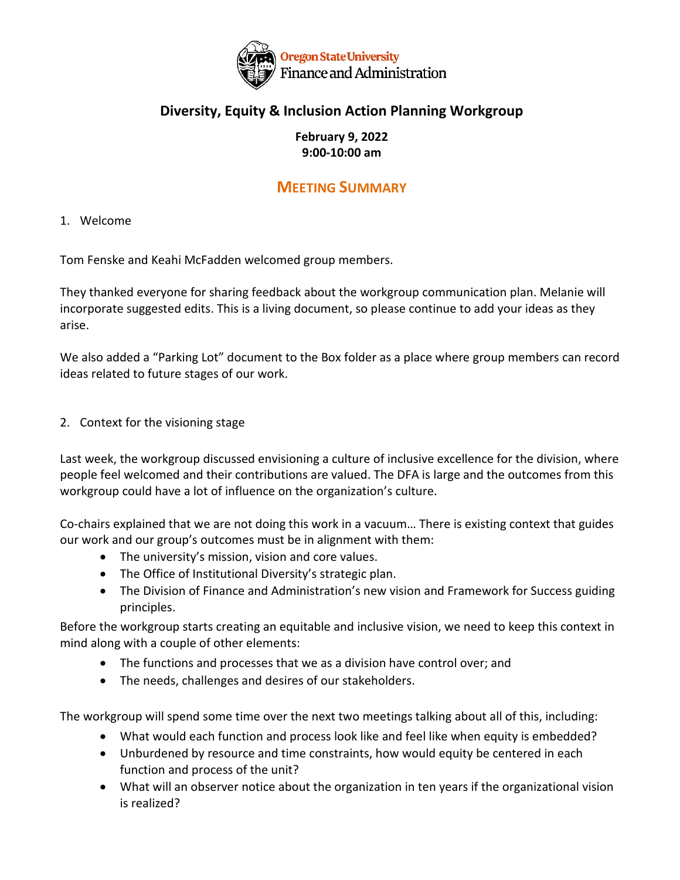Oregon State University
Finance and Administration

# Diversity, Equity & Inclusion Action Planning Workgroup

**February 9, 2022**
**9:00-10:00 am**

## MEETING SUMMARY

1. Welcome

Tom Fenske and Keahi McFadden welcomed group members.

They thanked everyone for sharing feedback about the workgroup communication plan. Melanie will incorporate suggested edits. This is a living document, so please continue to add your ideas as they arise.

We also added a "Parking Lot" document to the Box folder as a place where group members can record ideas related to future stages of our work.

2. Context for the visioning stage

Last week, the workgroup discussed envisioning a culture of inclusive excellence for the division, where people feel welcomed and their contributions are valued. The DFA is large and the outcomes from this workgroup could have a lot of influence on the organization's culture.

Co-chairs explained that we are not doing this work in a vacuum… There is existing context that guides our work and our group's outcomes must be in alignment with them:

- The university's mission, vision and core values.
- The Office of Institutional Diversity's strategic plan.
- The Division of Finance and Administration's new vision and Framework for Success guiding principles.

Before the workgroup starts creating an equitable and inclusive vision, we need to keep this context in mind along with a couple of other elements:

- The functions and processes that we as a division have control over; and
- The needs, challenges and desires of our stakeholders.

The workgroup will spend some time over the next two meetings talking about all of this, including:

- What would each function and process look like and feel like when equity is embedded?
- Unburdened by resource and time constraints, how would equity be centered in each function and process of the unit?
- What will an observer notice about the organization in ten years if the organizational vision is realized?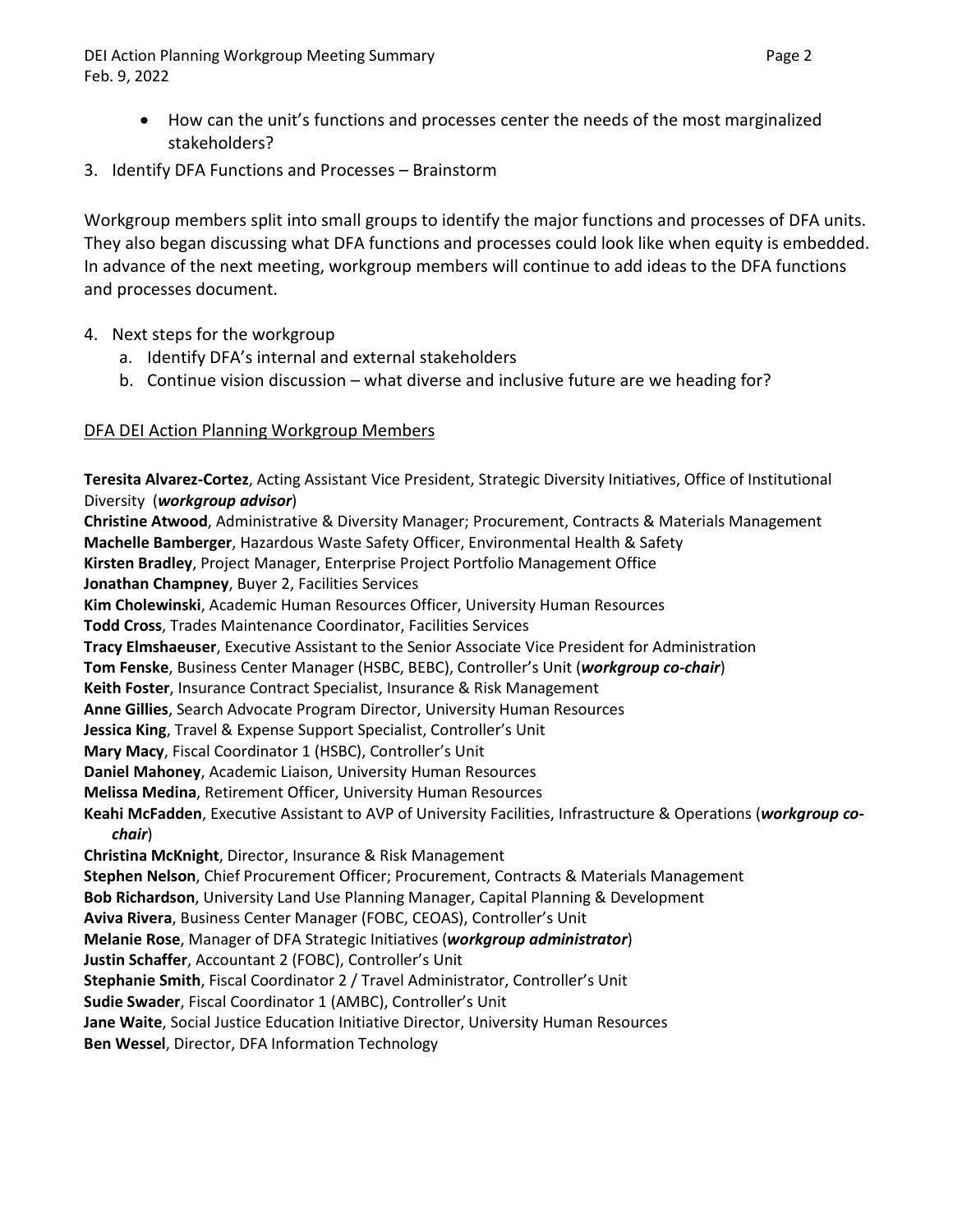- How can the unit's functions and processes center the needs of the most marginalized stakeholders?

3. Identify DFA Functions and Processes – Brainstorm

Workgroup members split into small groups to identify the major functions and processes of DFA units. They also began discussing what DFA functions and processes could look like when equity is embedded. In advance of the next meeting, workgroup members will continue to add ideas to the DFA functions and processes document.

4. Next steps for the workgroup
   a. Identify DFA's internal and external stakeholders
   b. Continue vision discussion – what diverse and inclusive future are we heading for?

<u>DFA DEI Action Planning Workgroup Members</u>

**Teresita Alvarez-Cortez**, Acting Assistant Vice President, Strategic Diversity Initiatives, Office of Institutional Diversity (***workgroup advisor***)
**Christine Atwood**, Administrative & Diversity Manager; Procurement, Contracts & Materials Management
**Machelle Bamberger**, Hazardous Waste Safety Officer, Environmental Health & Safety
**Kirsten Bradley**, Project Manager, Enterprise Project Portfolio Management Office
**Jonathan Champney**, Buyer 2, Facilities Services
**Kim Cholewinski**, Academic Human Resources Officer, University Human Resources
**Todd Cross**, Trades Maintenance Coordinator, Facilities Services
**Tracy Elmshaeuser**, Executive Assistant to the Senior Associate Vice President for Administration
**Tom Fenske**, Business Center Manager (HSBC, BEBC), Controller's Unit (***workgroup co-chair***)
**Keith Foster**, Insurance Contract Specialist, Insurance & Risk Management
**Anne Gillies**, Search Advocate Program Director, University Human Resources
**Jessica King**, Travel & Expense Support Specialist, Controller's Unit
**Mary Macy**, Fiscal Coordinator 1 (HSBC), Controller's Unit
**Daniel Mahoney**, Academic Liaison, University Human Resources
**Melissa Medina**, Retirement Officer, University Human Resources
**Keahi McFadden**, Executive Assistant to AVP of University Facilities, Infrastructure & Operations (***workgroup co-chair***)
**Christina McKnight**, Director, Insurance & Risk Management
**Stephen Nelson**, Chief Procurement Officer; Procurement, Contracts & Materials Management
**Bob Richardson**, University Land Use Planning Manager, Capital Planning & Development
**Aviva Rivera**, Business Center Manager (FOBC, CEOAS), Controller's Unit
**Melanie Rose**, Manager of DFA Strategic Initiatives (***workgroup administrator***)
**Justin Schaffer**, Accountant 2 (FOBC), Controller's Unit
**Stephanie Smith**, Fiscal Coordinator 2 / Travel Administrator, Controller's Unit
**Sudie Swader**, Fiscal Coordinator 1 (AMBC), Controller's Unit
**Jane Waite**, Social Justice Education Initiative Director, University Human Resources
**Ben Wessel**, Director, DFA Information Technology